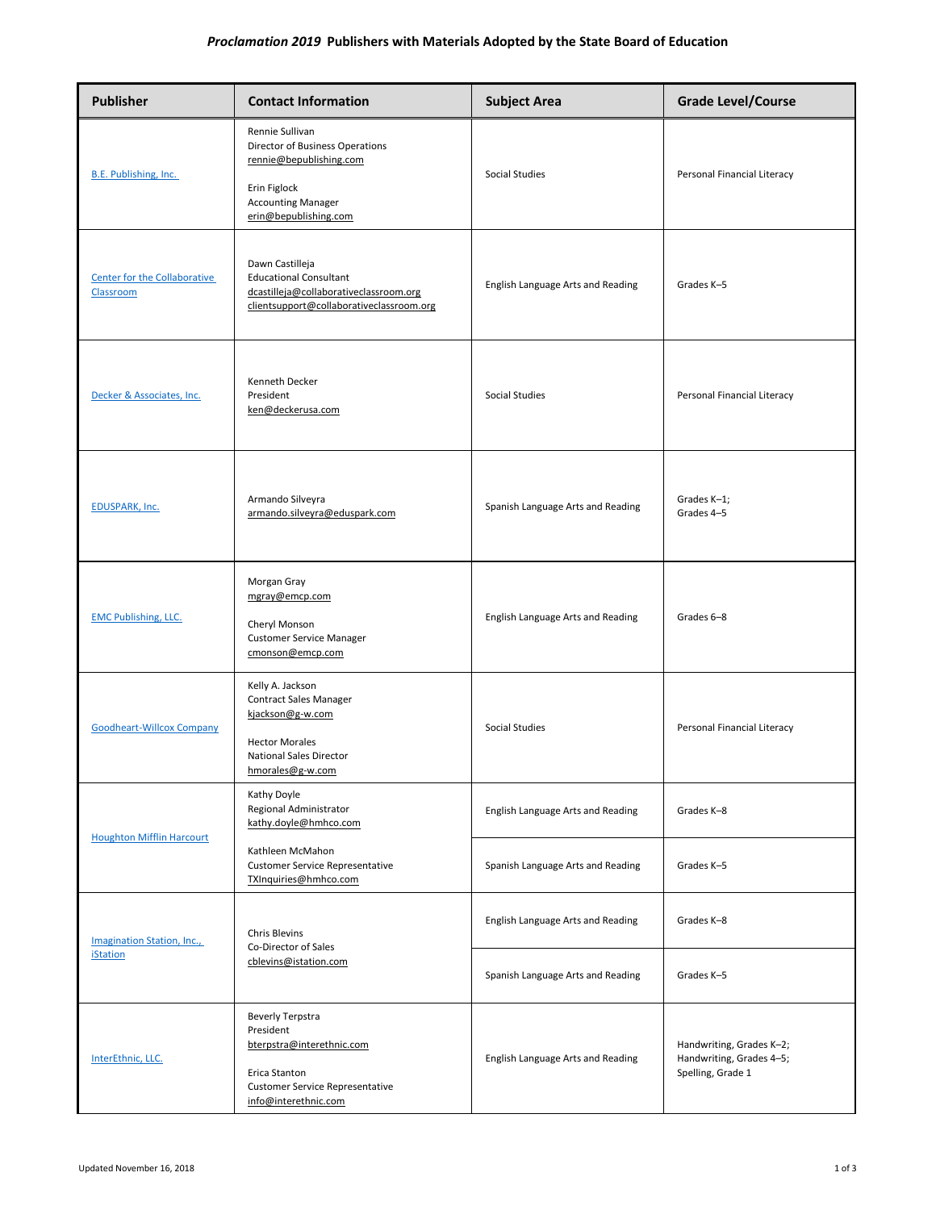# *Proclamation 2019* Publishers with Materials Adopted by the State Board of Education

| Publisher | Contact Information | Subject Area | Grade Level/Course |
| --- | --- | --- | --- |
| B.E. Publishing, Inc. | Rennie Sullivan<br>Director of Business Operations<br>rennie@bepublishing.com<br><br>Erin Figlock<br>Accounting Manager<br>erin@bepublishing.com | Social Studies | Personal Financial Literacy |
| Center for the Collaborative Classroom | Dawn Castilleja<br>Educational Consultant<br>dcastilleja@collaborativeclassroom.org<br>clientsupport@collaborativeclassroom.org | English Language Arts and Reading | Grades K–5 |
| Decker & Associates, Inc. | Kenneth Decker<br>President<br>ken@deckerusa.com | Social Studies | Personal Financial Literacy |
| EDUSPARK, Inc. | Armando Silveyra<br>armando.silveyra@eduspark.com | Spanish Language Arts and Reading | Grades K–1;<br>Grades 4–5 |
| EMC Publishing, LLC. | Morgan Gray<br>mgray@emcp.com<br><br>Cheryl Monson<br>Customer Service Manager<br>cmonson@emcp.com | English Language Arts and Reading | Grades 6–8 |
| Goodheart-Willcox Company | Kelly A. Jackson<br>Contract Sales Manager<br>kjackson@g-w.com<br><br>Hector Morales<br>National Sales Director<br>hmorales@g-w.com | Social Studies | Personal Financial Literacy |
| Houghton Mifflin Harcourt | Kathy Doyle<br>Regional Administrator<br>kathy.doyle@hmhco.com<br><br>Kathleen McMahon<br>Customer Service Representative<br>TXInquiries@hmhco.com | English Language Arts and Reading | Grades K–8 |
| | | Spanish Language Arts and Reading | Grades K–5 |
| Imagination Station, Inc., iStation | Chris Blevins<br>Co-Director of Sales<br>cblevins@istation.com | English Language Arts and Reading | Grades K–8 |
| | | Spanish Language Arts and Reading | Grades K–5 |
| InterEthnic, LLC. | Beverly Terpstra<br>President<br>bterpstra@interethnic.com<br><br>Erica Stanton<br>Customer Service Representative<br>info@interethnic.com | English Language Arts and Reading | Handwriting, Grades K–2;<br>Handwriting, Grades 4–5;<br>Spelling, Grade 1 |

Updated November 16, 2018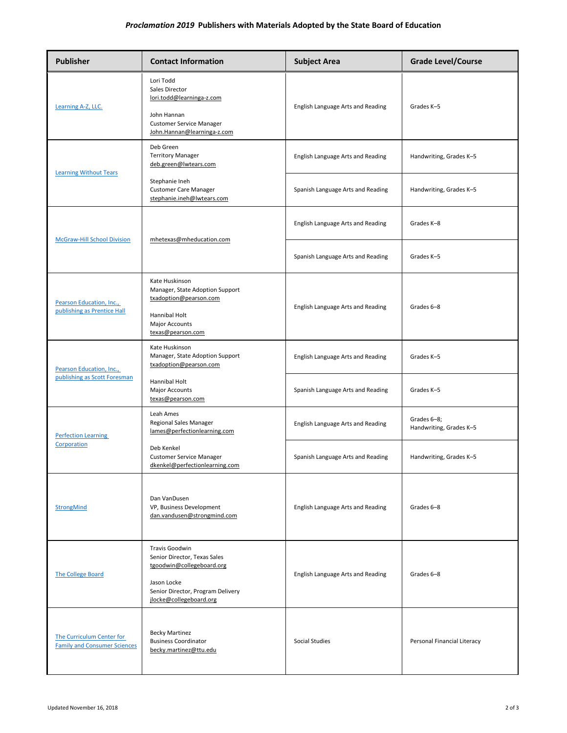## *Proclamation 2019* Publishers with Materials Adopted by the State Board of Education

| Publisher | Contact Information | Subject Area | Grade Level/Course |
|---|---|---|---|
| Learning A-Z, LLC. | Lori Todd<br>Sales Director<br>lori.todd@learninga-z.com<br><br>John Hannan<br>Customer Service Manager<br>John.Hannan@learninga-z.com | English Language Arts and Reading | Grades K–5 |
| Learning Without Tears | Deb Green<br>Territory Manager<br>deb.green@lwtears.com<br><br>Stephanie Ineh<br>Customer Care Manager<br>stephanie.ineh@lwtears.com | English Language Arts and Reading | Handwriting, Grades K–5 |
| | | Spanish Language Arts and Reading | Handwriting, Grades K–5 |
| McGraw-Hill School Division | mhetexas@mheducation.com | English Language Arts and Reading | Grades K–8 |
| | | Spanish Language Arts and Reading | Grades K–5 |
| Pearson Education, Inc., publishing as Prentice Hall | Kate Huskinson<br>Manager, State Adoption Support<br>txadoption@pearson.com<br><br>Hannibal Holt<br>Major Accounts<br>texas@pearson.com | English Language Arts and Reading | Grades 6–8 |
| Pearson Education, Inc., publishing as Scott Foresman | Kate Huskinson<br>Manager, State Adoption Support<br>txadoption@pearson.com<br><br>Hannibal Holt<br>Major Accounts<br>texas@pearson.com | English Language Arts and Reading | Grades K–5 |
| | | Spanish Language Arts and Reading | Grades K–5 |
| Perfection Learning Corporation | Leah Ames<br>Regional Sales Manager<br>lames@perfectionlearning.com<br><br>Deb Kenkel<br>Customer Service Manager<br>dkenkel@perfectionlearning.com | English Language Arts and Reading | Grades 6–8;<br>Handwriting, Grades K–5 |
| | | Spanish Language Arts and Reading | Handwriting, Grades K–5 |
| StrongMind | Dan VanDusen<br>VP, Business Development<br>dan.vandusen@strongmind.com | English Language Arts and Reading | Grades 6–8 |
| The College Board | Travis Goodwin<br>Senior Director, Texas Sales<br>tgoodwin@collegeboard.org<br><br>Jason Locke<br>Senior Director, Program Delivery<br>jlocke@collegeboard.org | English Language Arts and Reading | Grades 6–8 |
| The Curriculum Center for Family and Consumer Sciences | Becky Martinez<br>Business Coordinator<br>becky.martinez@ttu.edu | Social Studies | Personal Financial Literacy |

Updated November 16, 2018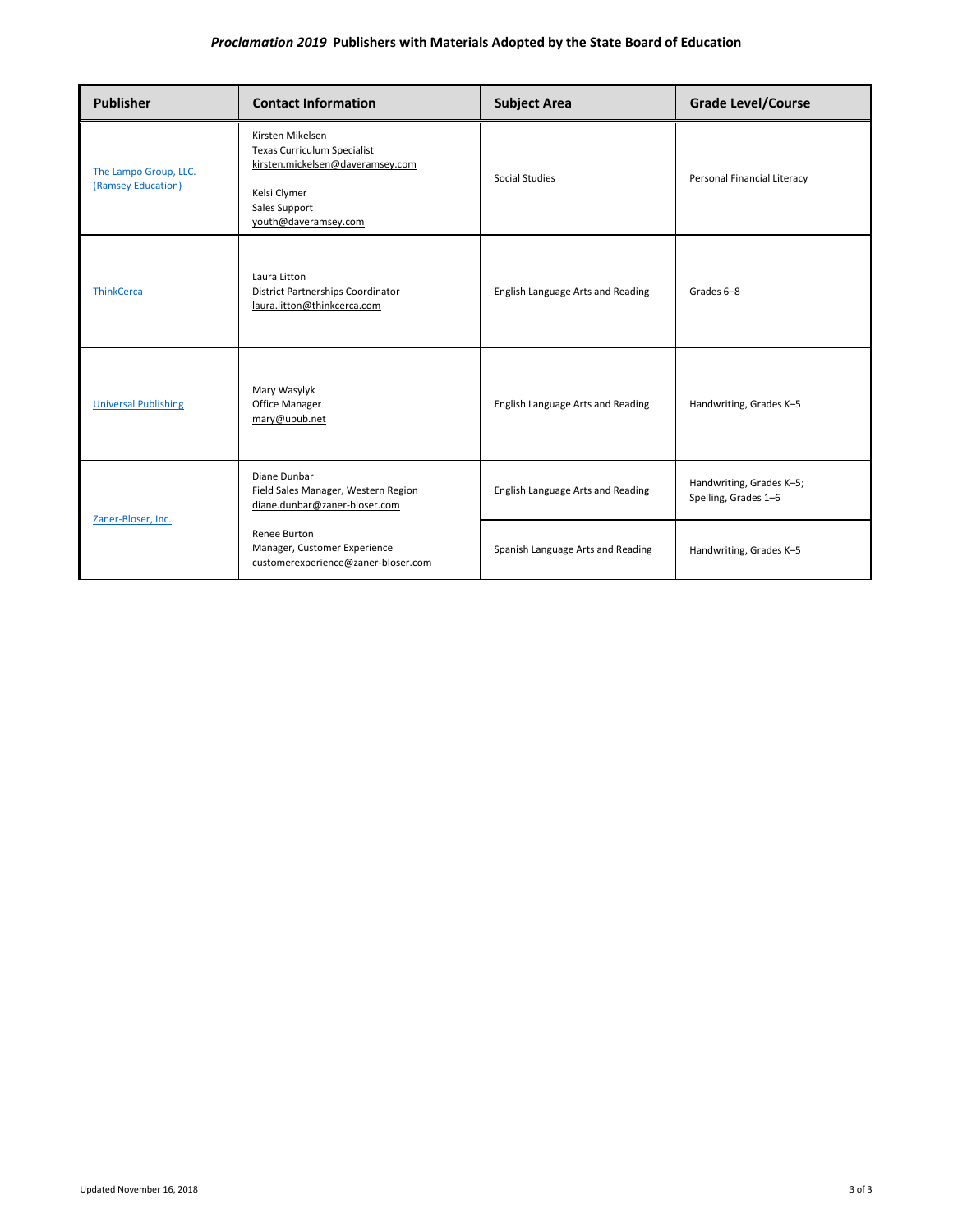## *Proclamation 2019* Publishers with Materials Adopted by the State Board of Education

| Publisher | Contact Information | Subject Area | Grade Level/Course |
|---|---|---|---|
| The Lampo Group, LLC. (Ramsey Education) | Kirsten Mikelsen<br>Texas Curriculum Specialist<br>kirsten.mickelsen@daveramsey.com<br><br>Kelsi Clymer<br>Sales Support<br>youth@daveramsey.com | Social Studies | Personal Financial Literacy |
| ThinkCerca | Laura Litton<br>District Partnerships Coordinator<br>laura.litton@thinkcerca.com | English Language Arts and Reading | Grades 6–8 |
| Universal Publishing | Mary Wasylyk<br>Office Manager<br>mary@upub.net | English Language Arts and Reading | Handwriting, Grades K–5 |
| Zaner-Bloser, Inc. | Diane Dunbar<br>Field Sales Manager, Western Region<br>diane.dunbar@zaner-bloser.com<br><br>Renee Burton<br>Manager, Customer Experience<br>customerexperience@zaner-bloser.com | English Language Arts and Reading | Handwriting, Grades K–5;<br>Spelling, Grades 1–6 |
| | | Spanish Language Arts and Reading | Handwriting, Grades K–5 |

Updated November 16, 2018